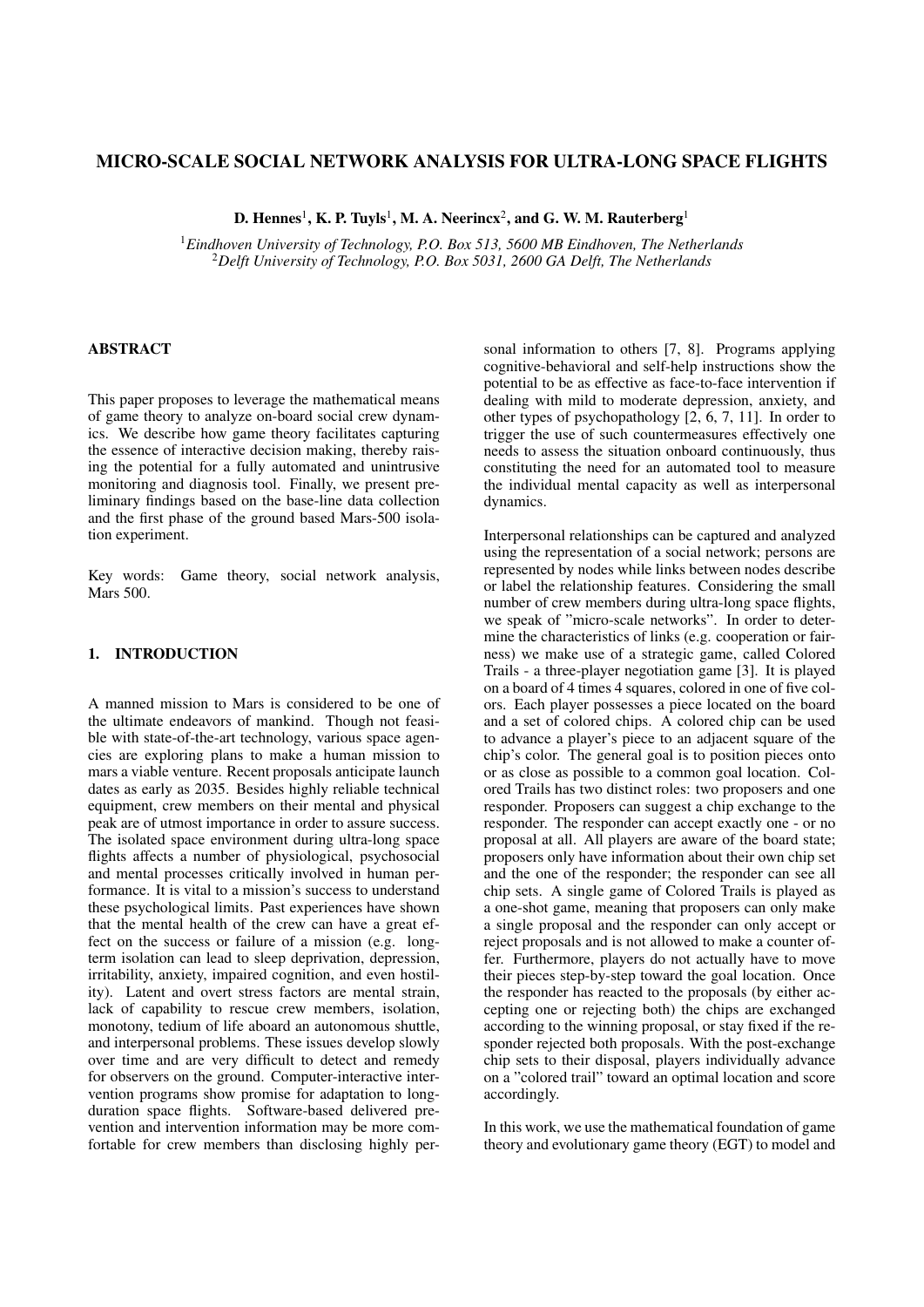# MICRO-SCALE SOCIAL NETWORK ANALYSIS FOR ULTRA-LONG SPACE FLIGHTS

**D. Hennes[1], K. P. Tuyls[1], M. A. Neerincx[2], and G. W. M. Rauterberg[1]**

[1]*Eindhoven University of Technology, P.O. Box 513, 5600 MB Eindhoven, The Netherlands*
[2]*Delft University of Technology, P.O. Box 5031, 2600 GA Delft, The Netherlands*

## ABSTRACT

This paper proposes to leverage the mathematical means of game theory to analyze on-board social crew dynamics. We describe how game theory facilitates capturing the essence of interactive decision making, thereby raising the potential for a fully automated and unintrusive monitoring and diagnosis tool. Finally, we present preliminary findings based on the base-line data collection and the first phase of the ground based Mars-500 isolation experiment.

Key words: Game theory, social network analysis, Mars 500.

## 1. INTRODUCTION

A manned mission to Mars is considered to be one of the ultimate endeavors of mankind. Though not feasible with state-of-the-art technology, various space agencies are exploring plans to make a human mission to mars a viable venture. Recent proposals anticipate launch dates as early as 2035. Besides highly reliable technical equipment, crew members on their mental and physical peak are of utmost importance in order to assure success. The isolated space environment during ultra-long space flights affects a number of physiological, psychosocial and mental processes critically involved in human performance. It is vital to a mission's success to understand these psychological limits. Past experiences have shown that the mental health of the crew can have a great effect on the success or failure of a mission (e.g. long-term isolation can lead to sleep deprivation, depression, irritability, anxiety, impaired cognition, and even hostility). Latent and overt stress factors are mental strain, lack of capability to rescue crew members, isolation, monotony, tedium of life aboard an autonomous shuttle, and interpersonal problems. These issues develop slowly over time and are very difficult to detect and remedy for observers on the ground. Computer-interactive intervention programs show promise for adaptation to long-duration space flights. Software-based delivered prevention and intervention information may be more comfortable for crew members than disclosing highly personal information to others [7, 8]. Programs applying cognitive-behavioral and self-help instructions show the potential to be as effective as face-to-face intervention if dealing with mild to moderate depression, anxiety, and other types of psychopathology [2, 6, 7, 11]. In order to trigger the use of such countermeasures effectively one needs to assess the situation onboard continuously, thus constituting the need for an automated tool to measure the individual mental capacity as well as interpersonal dynamics.

Interpersonal relationships can be captured and analyzed using the representation of a social network; persons are represented by nodes while links between nodes describe or label the relationship features. Considering the small number of crew members during ultra-long space flights, we speak of "micro-scale networks". In order to determine the characteristics of links (e.g. cooperation or fairness) we make use of a strategic game, called Colored Trails - a three-player negotiation game [3]. It is played on a board of 4 times 4 squares, colored in one of five colors. Each player possesses a piece located on the board and a set of colored chips. A colored chip can be used to advance a player's piece to an adjacent square of the chip's color. The general goal is to position pieces onto or as close as possible to a common goal location. Colored Trails has two distinct roles: two proposers and one responder. Proposers can suggest a chip exchange to the responder. The responder can accept exactly one - or no proposal at all. All players are aware of the board state; proposers only have information about their own chip set and the one of the responder; the responder can see all chip sets. A single game of Colored Trails is played as a one-shot game, meaning that proposers can only make a single proposal and the responder can only accept or reject proposals and is not allowed to make a counter offer. Furthermore, players do not actually have to move their pieces step-by-step toward the goal location. Once the responder has reacted to the proposals (by either accepting one or rejecting both) the chips are exchanged according to the winning proposal, or stay fixed if the responder rejected both proposals. With the post-exchange chip sets to their disposal, players individually advance on a "colored trail" toward an optimal location and score accordingly.

In this work, we use the mathematical foundation of game theory and evolutionary game theory (EGT) to model and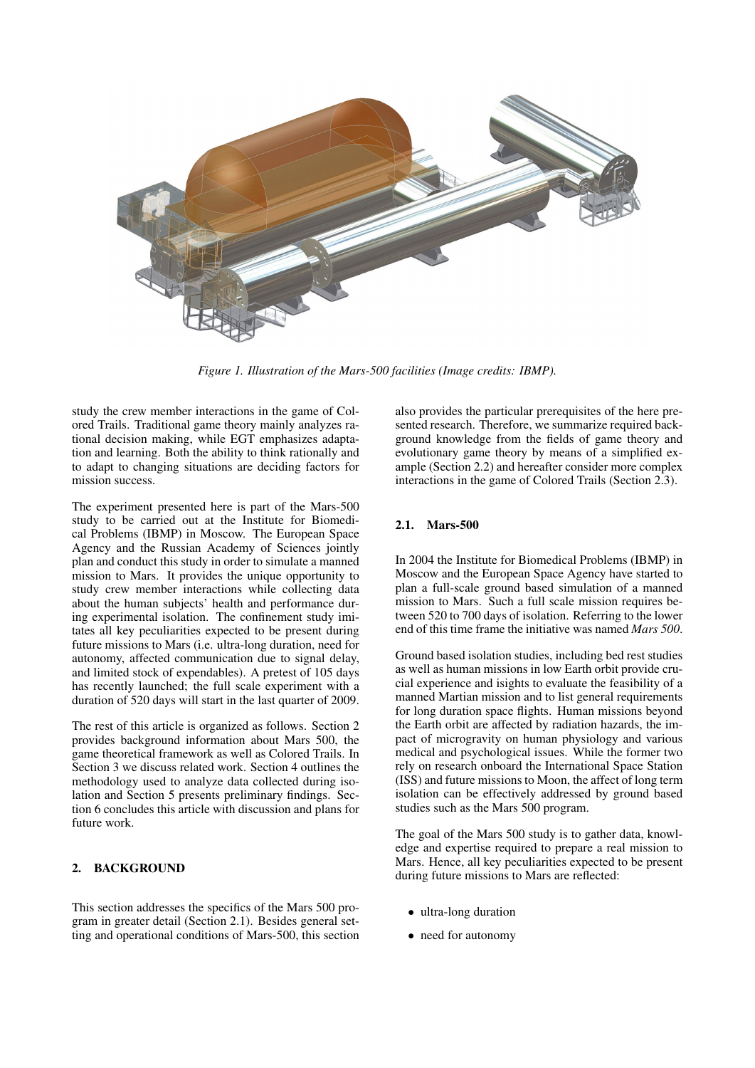*Figure 1. Illustration of the Mars-500 facilities (Image credits: IBMP).*

study the crew member interactions in the game of Colored Trails. Traditional game theory mainly analyzes rational decision making, while EGT emphasizes adaptation and learning. Both the ability to think rationally and to adapt to changing situations are deciding factors for mission success.

The experiment presented here is part of the Mars-500 study to be carried out at the Institute for Biomedical Problems (IBMP) in Moscow. The European Space Agency and the Russian Academy of Sciences jointly plan and conduct this study in order to simulate a manned mission to Mars. It provides the unique opportunity to study crew member interactions while collecting data about the human subjects' health and performance during experimental isolation. The confinement study imitates all key peculiarities expected to be present during future missions to Mars (i.e. ultra-long duration, need for autonomy, affected communication due to signal delay, and limited stock of expendables). A pretest of 105 days has recently launched; the full scale experiment with a duration of 520 days will start in the last quarter of 2009.

The rest of this article is organized as follows. Section 2 provides background information about Mars 500, the game theoretical framework as well as Colored Trails. In Section 3 we discuss related work. Section 4 outlines the methodology used to analyze data collected during isolation and Section 5 presents preliminary findings. Section 6 concludes this article with discussion and plans for future work.

## 2. BACKGROUND

This section addresses the specifics of the Mars 500 program in greater detail (Section 2.1). Besides general setting and operational conditions of Mars-500, this section also provides the particular prerequisites of the here presented research. Therefore, we summarize required background knowledge from the fields of game theory and evolutionary game theory by means of a simplified example (Section 2.2) and hereafter consider more complex interactions in the game of Colored Trails (Section 2.3).

### 2.1. Mars-500

In 2004 the Institute for Biomedical Problems (IBMP) in Moscow and the European Space Agency have started to plan a full-scale ground based simulation of a manned mission to Mars. Such a full scale mission requires between 520 to 700 days of isolation. Referring to the lower end of this time frame the initiative was named *Mars 500*.

Ground based isolation studies, including bed rest studies as well as human missions in low Earth orbit provide crucial experience and isights to evaluate the feasibility of a manned Martian mission and to list general requirements for long duration space flights. Human missions beyond the Earth orbit are affected by radiation hazards, the impact of microgravity on human physiology and various medical and psychological issues. While the former two rely on research onboard the International Space Station (ISS) and future missions to Moon, the affect of long term isolation can be effectively addressed by ground based studies such as the Mars 500 program.

The goal of the Mars 500 study is to gather data, knowledge and expertise required to prepare a real mission to Mars. Hence, all key peculiarities expected to be present during future missions to Mars are reflected:

- ultra-long duration
- need for autonomy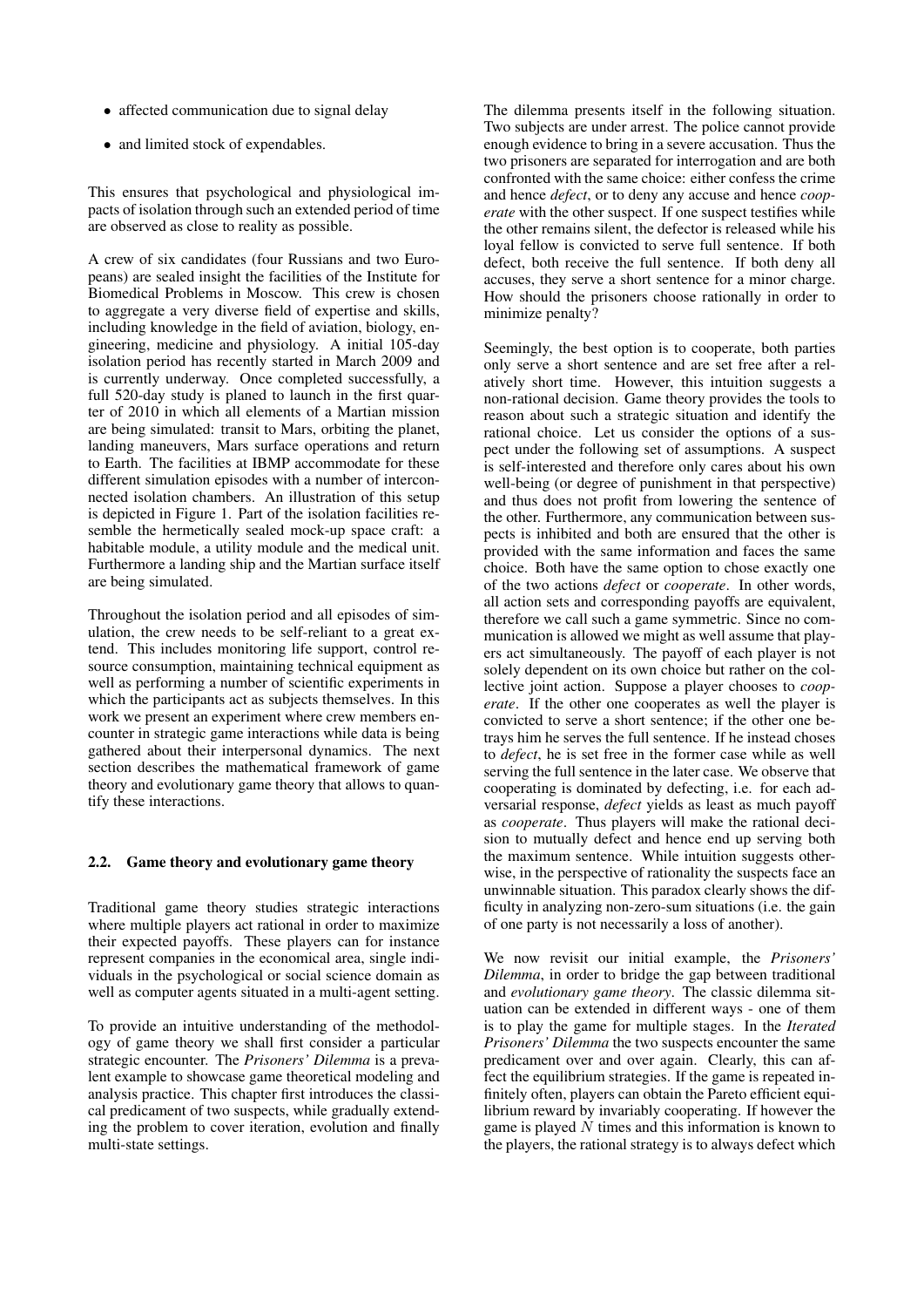- affected communication due to signal delay
- and limited stock of expendables.

This ensures that psychological and physiological impacts of isolation through such an extended period of time are observed as close to reality as possible.

A crew of six candidates (four Russians and two Europeans) are sealed insight the facilities of the Institute for Biomedical Problems in Moscow. This crew is chosen to aggregate a very diverse field of expertise and skills, including knowledge in the field of aviation, biology, engineering, medicine and physiology. A initial 105-day isolation period has recently started in March 2009 and is currently underway. Once completed successfully, a full 520-day study is planed to launch in the first quarter of 2010 in which all elements of a Martian mission are being simulated: transit to Mars, orbiting the planet, landing maneuvers, Mars surface operations and return to Earth. The facilities at IBMP accommodate for these different simulation episodes with a number of interconnected isolation chambers. An illustration of this setup is depicted in Figure 1. Part of the isolation facilities resemble the hermetically sealed mock-up space craft: a habitable module, a utility module and the medical unit. Furthermore a landing ship and the Martian surface itself are being simulated.

Throughout the isolation period and all episodes of simulation, the crew needs to be self-reliant to a great extend. This includes monitoring life support, control resource consumption, maintaining technical equipment as well as performing a number of scientific experiments in which the participants act as subjects themselves. In this work we present an experiment where crew members encounter in strategic game interactions while data is being gathered about their interpersonal dynamics. The next section describes the mathematical framework of game theory and evolutionary game theory that allows to quantify these interactions.

## 2.2. Game theory and evolutionary game theory

Traditional game theory studies strategic interactions where multiple players act rational in order to maximize their expected payoffs. These players can for instance represent companies in the economical area, single individuals in the psychological or social science domain as well as computer agents situated in a multi-agent setting.

To provide an intuitive understanding of the methodology of game theory we shall first consider a particular strategic encounter. The *Prisoners' Dilemma* is a prevalent example to showcase game theoretical modeling and analysis practice. This chapter first introduces the classical predicament of two suspects, while gradually extending the problem to cover iteration, evolution and finally multi-state settings.

The dilemma presents itself in the following situation. Two subjects are under arrest. The police cannot provide enough evidence to bring in a severe accusation. Thus the two prisoners are separated for interrogation and are both confronted with the same choice: either confess the crime and hence *defect*, or to deny any accuse and hence *cooperate* with the other suspect. If one suspect testifies while the other remains silent, the defector is released while his loyal fellow is convicted to serve full sentence. If both defect, both receive the full sentence. If both deny all accuses, they serve a short sentence for a minor charge. How should the prisoners choose rationally in order to minimize penalty?

Seemingly, the best option is to cooperate, both parties only serve a short sentence and are set free after a relatively short time. However, this intuition suggests a non-rational decision. Game theory provides the tools to reason about such a strategic situation and identify the rational choice. Let us consider the options of a suspect under the following set of assumptions. A suspect is self-interested and therefore only cares about his own well-being (or degree of punishment in that perspective) and thus does not profit from lowering the sentence of the other. Furthermore, any communication between suspects is inhibited and both are ensured that the other is provided with the same information and faces the same choice. Both have the same option to chose exactly one of the two actions *defect* or *cooperate*. In other words, all action sets and corresponding payoffs are equivalent, therefore we call such a game symmetric. Since no communication is allowed we might as well assume that players act simultaneously. The payoff of each player is not solely dependent on its own choice but rather on the collective joint action. Suppose a player chooses to *cooperate*. If the other one cooperates as well the player is convicted to serve a short sentence; if the other one betrays him he serves the full sentence. If he instead choses to *defect*, he is set free in the former case while as well serving the full sentence in the later case. We observe that cooperating is dominated by defecting, i.e. for each adversarial response, *defect* yields as least as much payoff as *cooperate*. Thus players will make the rational decision to mutually defect and hence end up serving both the maximum sentence. While intuition suggests otherwise, in the perspective of rationality the suspects face an unwinnable situation. This paradox clearly shows the difficulty in analyzing non-zero-sum situations (i.e. the gain of one party is not necessarily a loss of another).

We now revisit our initial example, the *Prisoners' Dilemma*, in order to bridge the gap between traditional and *evolutionary game theory*. The classic dilemma situation can be extended in different ways - one of them is to play the game for multiple stages. In the *Iterated Prisoners' Dilemma* the two suspects encounter the same predicament over and over again. Clearly, this can affect the equilibrium strategies. If the game is repeated infinitely often, players can obtain the Pareto efficient equilibrium reward by invariably cooperating. If however the game is played $N$ times and this information is known to the players, the rational strategy is to always defect which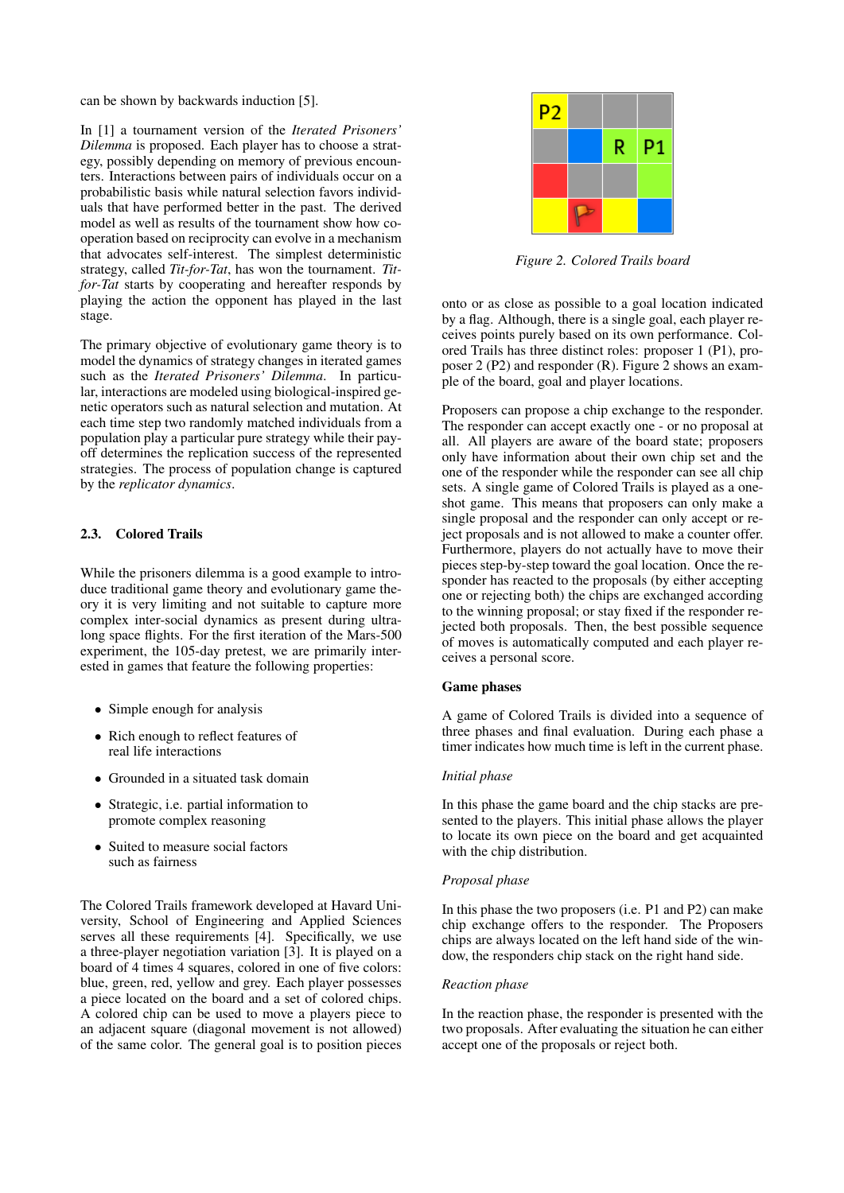can be shown by backwards induction [5].

In [1] a tournament version of the *Iterated Prisoners' Dilemma* is proposed. Each player has to choose a strategy, possibly depending on memory of previous encounters. Interactions between pairs of individuals occur on a probabilistic basis while natural selection favors individuals that have performed better in the past. The derived model as well as results of the tournament show how cooperation based on reciprocity can evolve in a mechanism that advocates self-interest. The simplest deterministic strategy, called *Tit-for-Tat*, has won the tournament. *Tit-for-Tat* starts by cooperating and hereafter responds by playing the action the opponent has played in the last stage.

The primary objective of evolutionary game theory is to model the dynamics of strategy changes in iterated games such as the *Iterated Prisoners' Dilemma*. In particular, interactions are modeled using biological-inspired genetic operators such as natural selection and mutation. At each time step two randomly matched individuals from a population play a particular pure strategy while their payoff determines the replication success of the represented strategies. The process of population change is captured by the *replicator dynamics*.

### 2.3. Colored Trails

While the prisoners dilemma is a good example to introduce traditional game theory and evolutionary game theory it is very limiting and not suitable to capture more complex inter-social dynamics as present during ultra-long space flights. For the first iteration of the Mars-500 experiment, the 105-day pretest, we are primarily interested in games that feature the following properties:

- Simple enough for analysis
- Rich enough to reflect features of real life interactions
- Grounded in a situated task domain
- Strategic, i.e. partial information to promote complex reasoning
- Suited to measure social factors such as fairness

The Colored Trails framework developed at Havard University, School of Engineering and Applied Sciences serves all these requirements [4]. Specifically, we use a three-player negotiation variation [3]. It is played on a board of 4 times 4 squares, colored in one of five colors: blue, green, red, yellow and grey. Each player possesses a piece located on the board and a set of colored chips. A colored chip can be used to move a players piece to an adjacent square (diagonal movement is not allowed) of the same color. The general goal is to position pieces onto or as close as possible to a goal location indicated by a flag. Although, there is a single goal, each player receives points purely based on its own performance. Colored Trails has three distinct roles: proposer 1 (P1), proposer 2 (P2) and responder (R). Figure 2 shows an example of the board, goal and player locations.

| P2 | | | |
|---|---|---|---|
| | | R | P1 |
| | | | |
| | 🚩 | | |

*Figure 2. Colored Trails board*

Proposers can propose a chip exchange to the responder. The responder can accept exactly one - or no proposal at all. All players are aware of the board state; proposers only have information about their own chip set and the one of the responder while the responder can see all chip sets. A single game of Colored Trails is played as a one-shot game. This means that proposers can only make a single proposal and the responder can only accept or reject proposals and is not allowed to make a counter offer. Furthermore, players do not actually have to move their pieces step-by-step toward the goal location. Once the responder has reacted to the proposals (by either accepting one or rejecting both) the chips are exchanged according to the winning proposal; or stay fixed if the responder rejected both proposals. Then, the best possible sequence of moves is automatically computed and each player receives a personal score.

**Game phases**

A game of Colored Trails is divided into a sequence of three phases and final evaluation. During each phase a timer indicates how much time is left in the current phase.

*Initial phase*

In this phase the game board and the chip stacks are presented to the players. This initial phase allows the player to locate its own piece on the board and get acquainted with the chip distribution.

*Proposal phase*

In this phase the two proposers (i.e. P1 and P2) can make chip exchange offers to the responder. The Proposers chips are always located on the left hand side of the window, the responders chip stack on the right hand side.

*Reaction phase*

In the reaction phase, the responder is presented with the two proposals. After evaluating the situation he can either accept one of the proposals or reject both.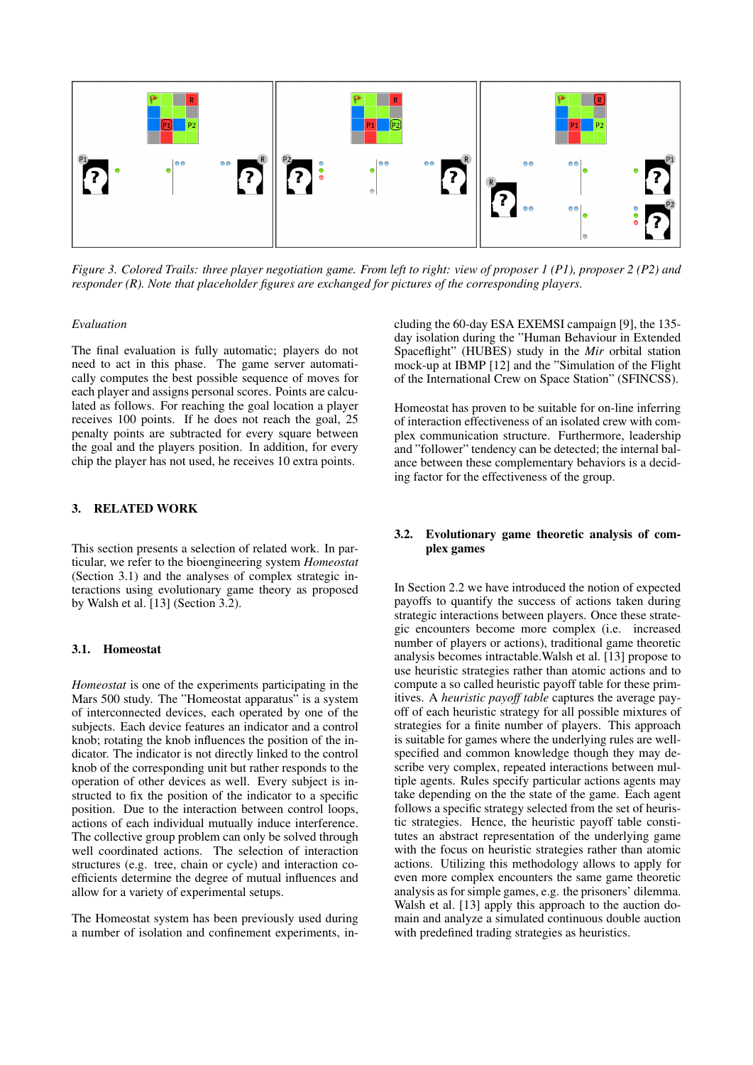*Figure 3. Colored Trails: three player negotiation game. From left to right: view of proposer 1 (P1), proposer 2 (P2) and responder (R). Note that placeholder figures are exchanged for pictures of the corresponding players.*

*Evaluation*

The final evaluation is fully automatic; players do not need to act in this phase. The game server automatically computes the best possible sequence of moves for each player and assigns personal scores. Points are calculated as follows. For reaching the goal location a player receives 100 points. If he does not reach the goal, 25 penalty points are subtracted for every square between the goal and the players position. In addition, for every chip the player has not used, he receives 10 extra points.

## 3. RELATED WORK

This section presents a selection of related work. In particular, we refer to the bioengineering system *Homeostat* (Section 3.1) and the analyses of complex strategic interactions using evolutionary game theory as proposed by Walsh et al. [13] (Section 3.2).

### 3.1. Homeostat

*Homeostat* is one of the experiments participating in the Mars 500 study. The "Homeostat apparatus" is a system of interconnected devices, each operated by one of the subjects. Each device features an indicator and a control knob; rotating the knob influences the position of the indicator. The indicator is not directly linked to the control knob of the corresponding unit but rather responds to the operation of other devices as well. Every subject is instructed to fix the position of the indicator to a specific position. Due to the interaction between control loops, actions of each individual mutually induce interference. The collective group problem can only be solved through well coordinated actions. The selection of interaction structures (e.g. tree, chain or cycle) and interaction coefficients determine the degree of mutual influences and allow for a variety of experimental setups.

The Homeostat system has been previously used during a number of isolation and confinement experiments, including the 60-day ESA EXEMSI campaign [9], the 135-day isolation during the "Human Behaviour in Extended Spaceflight" (HUBES) study in the *Mir* orbital station mock-up at IBMP [12] and the "Simulation of the Flight of the International Crew on Space Station" (SFINCSS).

Homeostat has proven to be suitable for on-line inferring of interaction effectiveness of an isolated crew with complex communication structure. Furthermore, leadership and "follower" tendency can be detected; the internal balance between these complementary behaviors is a deciding factor for the effectiveness of the group.

### 3.2. Evolutionary game theoretic analysis of complex games

In Section 2.2 we have introduced the notion of expected payoffs to quantify the success of actions taken during strategic interactions between players. Once these strategic encounters become more complex (i.e. increased number of players or actions), traditional game theoretic analysis becomes intractable.Walsh et al. [13] propose to use heuristic strategies rather than atomic actions and to compute a so called heuristic payoff table for these primitives. A *heuristic payoff table* captures the average payoff of each heuristic strategy for all possible mixtures of strategies for a finite number of players. This approach is suitable for games where the underlying rules are well-specified and common knowledge though they may describe very complex, repeated interactions between multiple agents. Rules specify particular actions agents may take depending on the the state of the game. Each agent follows a specific strategy selected from the set of heuristic strategies. Hence, the heuristic payoff table constitutes an abstract representation of the underlying game with the focus on heuristic strategies rather than atomic actions. Utilizing this methodology allows to apply for even more complex encounters the same game theoretic analysis as for simple games, e.g. the prisoners' dilemma. Walsh et al. [13] apply this approach to the auction domain and analyze a simulated continuous double auction with predefined trading strategies as heuristics.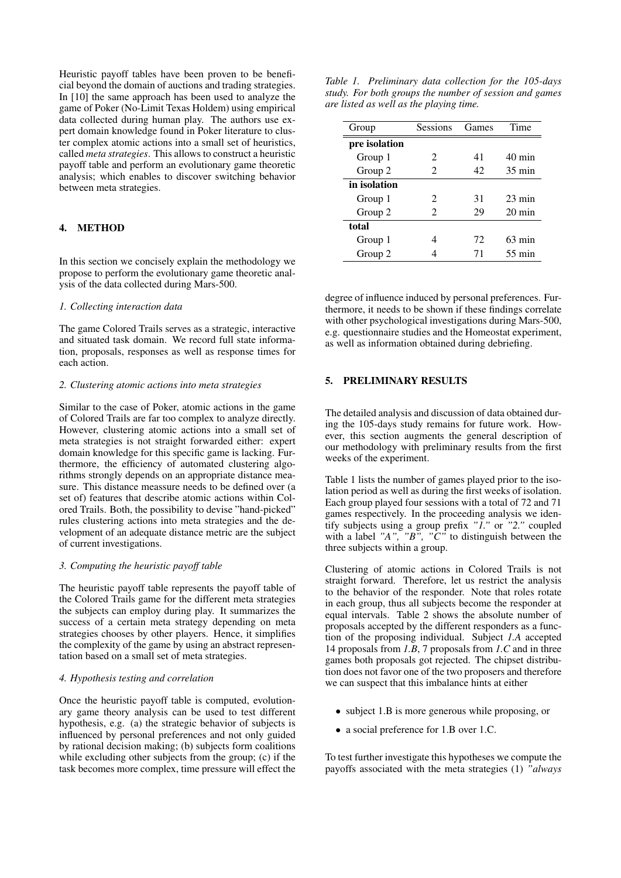Heuristic payoff tables have been proven to be beneficial beyond the domain of auctions and trading strategies. In [10] the same approach has been used to analyze the game of Poker (No-Limit Texas Holdem) using empirical data collected during human play. The authors use expert domain knowledge found in Poker literature to cluster complex atomic actions into a small set of heuristics, called *meta strategies*. This allows to construct a heuristic payoff table and perform an evolutionary game theoretic analysis; which enables to discover switching behavior between meta strategies.

## 4. METHOD

In this section we concisely explain the methodology we propose to perform the evolutionary game theoretic analysis of the data collected during Mars-500.

*1. Collecting interaction data*

The game Colored Trails serves as a strategic, interactive and situated task domain. We record full state information, proposals, responses as well as response times for each action.

*2. Clustering atomic actions into meta strategies*

Similar to the case of Poker, atomic actions in the game of Colored Trails are far too complex to analyze directly. However, clustering atomic actions into a small set of meta strategies is not straight forwarded either: expert domain knowledge for this specific game is lacking. Furthermore, the efficiency of automated clustering algorithms strongly depends on an appropriate distance measure. This distance meassure needs to be defined over (a set of) features that describe atomic actions within Colored Trails. Both, the possibility to devise "hand-picked" rules clustering actions into meta strategies and the development of an adequate distance metric are the subject of current investigations.

*3. Computing the heuristic payoff table*

The heuristic payoff table represents the payoff table of the Colored Trails game for the different meta strategies the subjects can employ during play. It summarizes the success of a certain meta strategy depending on meta strategies chooses by other players. Hence, it simplifies the complexity of the game by using an abstract representation based on a small set of meta strategies.

*4. Hypothesis testing and correlation*

Once the heuristic payoff table is computed, evolutionary game theory analysis can be used to test different hypothesis, e.g. (a) the strategic behavior of subjects is influenced by personal preferences and not only guided by rational decision making; (b) subjects form coalitions while excluding other subjects from the group; (c) if the task becomes more complex, time pressure will effect the degree of influence induced by personal preferences. Furthermore, it needs to be shown if these findings correlate with other psychological investigations during Mars-500, e.g. questionnaire studies and the Homeostat experiment, as well as information obtained during debriefing.

*Table 1. Preliminary data collection for the 105-days study. For both groups the number of session and games are listed as well as the playing time.*

| Group | Sessions | Games | Time |
|---|---|---|---|
| **pre isolation** | | | |
| Group 1 | 2 | 41 | 40 min |
| Group 2 | 2 | 42 | 35 min |
| **in isolation** | | | |
| Group 1 | 2 | 31 | 23 min |
| Group 2 | 2 | 29 | 20 min |
| **total** | | | |
| Group 1 | 4 | 72 | 63 min |
| Group 2 | 4 | 71 | 55 min |

## 5. PRELIMINARY RESULTS

The detailed analysis and discussion of data obtained during the 105-days study remains for future work. However, this section augments the general description of our methodology with preliminary results from the first weeks of the experiment.

Table 1 lists the number of games played prior to the isolation period as well as during the first weeks of isolation. Each group played four sessions with a total of 72 and 71 games respectively. In the proceeding analysis we identify subjects using a group prefix *"1."* or *"2."* coupled with a label *"A", "B", "C"* to distinguish between the three subjects within a group.

Clustering of atomic actions in Colored Trails is not straight forward. Therefore, let us restrict the analysis to the behavior of the responder. Note that roles rotate in each group, thus all subjects become the responder at equal intervals. Table 2 shows the absolute number of proposals accepted by the different responders as a function of the proposing individual. Subject *1.A* accepted 14 proposals from *1.B*, 7 proposals from *1.C* and in three games both proposals got rejected. The chipset distribution does not favor one of the two proposers and therefore we can suspect that this imbalance hints at either

- subject 1.B is more generous while proposing, or
- a social preference for 1.B over 1.C.

To test further investigate this hypotheses we compute the payoffs associated with the meta strategies (1) *"always*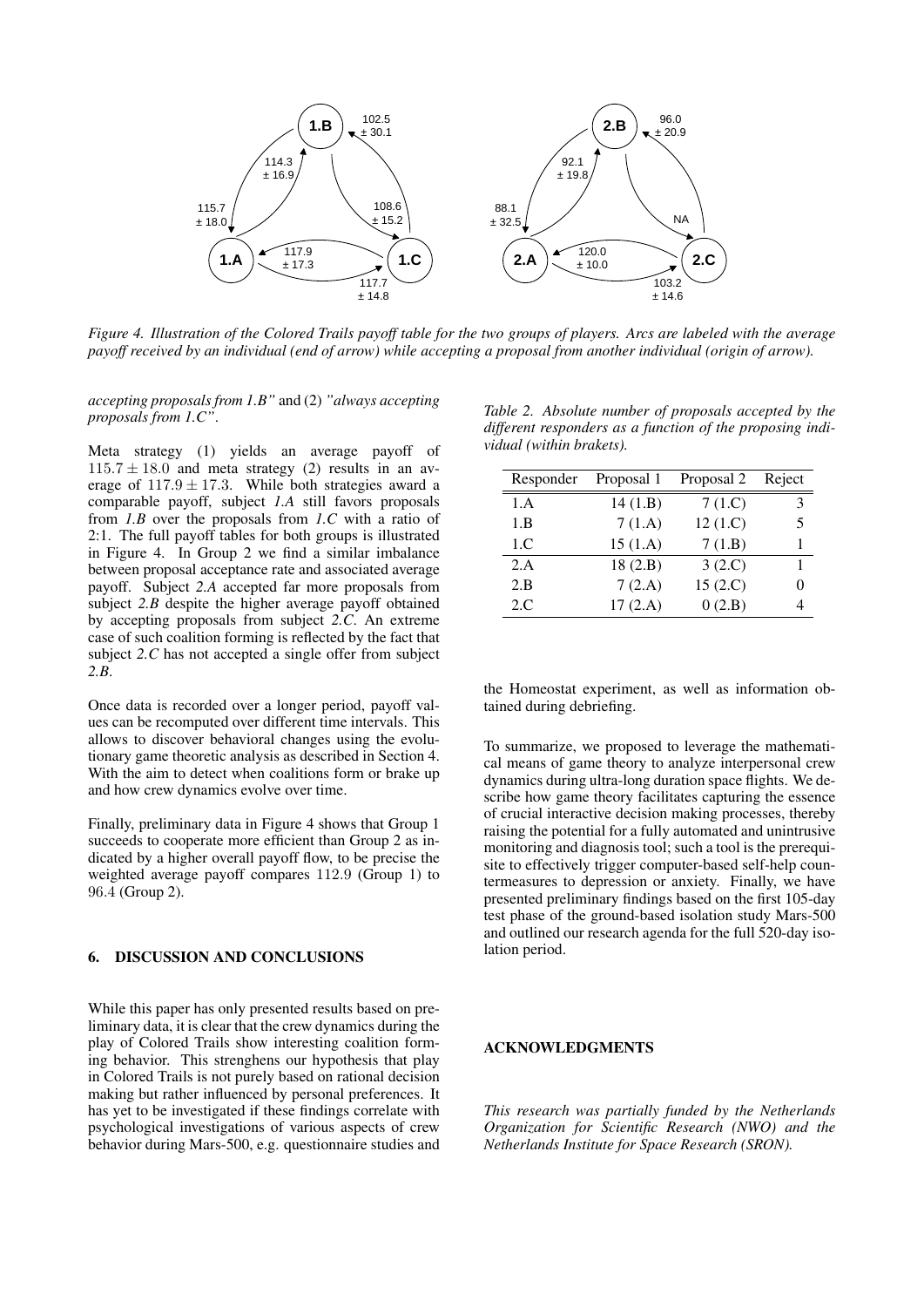*Figure 4. Illustration of the Colored Trails payoff table for the two groups of players. Arcs are labeled with the average payoff received by an individual (end of arrow) while accepting a proposal from another individual (origin of arrow).*

*accepting proposals from 1.B"* and (2) *"always accepting proposals from 1.C"*.

Meta strategy (1) yields an average payoff of $115.7 \pm 18.0$ and meta strategy (2) results in an average of $117.9 \pm 17.3$. While both strategies award a comparable payoff, subject *1.A* still favors proposals from *1.B* over the proposals from *1.C* with a ratio of 2:1. The full payoff tables for both groups is illustrated in Figure 4. In Group 2 we find a similar imbalance between proposal acceptance rate and associated average payoff. Subject *2.A* accepted far more proposals from subject *2.B* despite the higher average payoff obtained by accepting proposals from subject *2.C*. An extreme case of such coalition forming is reflected by the fact that subject *2.C* has not accepted a single offer from subject *2.B*.

Once data is recorded over a longer period, payoff values can be recomputed over different time intervals. This allows to discover behavioral changes using the evolutionary game theoretic analysis as described in Section 4. With the aim to detect when coalitions form or brake up and how crew dynamics evolve over time.

Finally, preliminary data in Figure 4 shows that Group 1 succeeds to cooperate more efficient than Group 2 as indicated by a higher overall payoff flow, to be precise the weighted average payoff compares 112.9 (Group 1) to 96.4 (Group 2).

*Table 2. Absolute number of proposals accepted by the different responders as a function of the proposing individual (within brakets).*

| Responder | Proposal 1 | Proposal 2 | Reject |
|---|---|---|---|
| 1.A | 14 (1.B) | 7 (1.C) | 3 |
| 1.B | 7 (1.A) | 12 (1.C) | 5 |
| 1.C | 15 (1.A) | 7 (1.B) | 1 |
| 2.A | 18 (2.B) | 3 (2.C) | 1 |
| 2.B | 7 (2.A) | 15 (2.C) | 0 |
| 2.C | 17 (2.A) | 0 (2.B) | 4 |

## 6. DISCUSSION AND CONCLUSIONS

While this paper has only presented results based on preliminary data, it is clear that the crew dynamics during the play of Colored Trails show interesting coalition forming behavior. This strenghens our hypothesis that play in Colored Trails is not purely based on rational decision making but rather influenced by personal preferences. It has yet to be investigated if these findings correlate with psychological investigations of various aspects of crew behavior during Mars-500, e.g. questionnaire studies and the Homeostat experiment, as well as information obtained during debriefing.

To summarize, we proposed to leverage the mathematical means of game theory to analyze interpersonal crew dynamics during ultra-long duration space flights. We describe how game theory facilitates capturing the essence of crucial interactive decision making processes, thereby raising the potential for a fully automated and unintrusive monitoring and diagnosis tool; such a tool is the prerequisite to effectively trigger computer-based self-help countermeasures to depression or anxiety. Finally, we have presented preliminary findings based on the first 105-day test phase of the ground-based isolation study Mars-500 and outlined our research agenda for the full 520-day isolation period.

## ACKNOWLEDGMENTS

*This research was partially funded by the Netherlands Organization for Scientific Research (NWO) and the Netherlands Institute for Space Research (SRON).*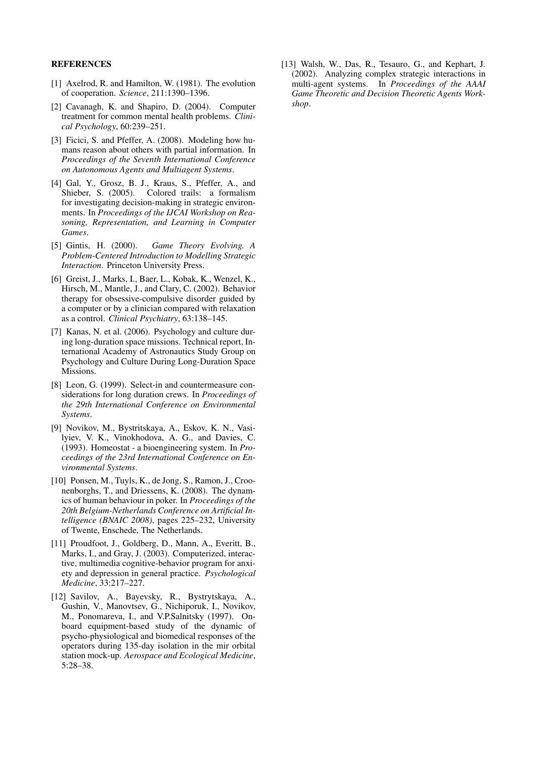**REFERENCES**

[1] Axelrod, R. and Hamilton, W. (1981). The evolution of cooperation. *Science*, 211:1390–1396.

[2] Cavanagh, K. and Shapiro, D. (2004). Computer treatment for common mental health problems. *Clinical Psychology*, 60:239–251.

[3] Ficici, S. and Pfeffer, A. (2008). Modeling how humans reason about others with partial information. In *Proceedings of the Seventh International Conference on Autonomous Agents and Multiagent Systems*.

[4] Gal, Y., Grosz, B. J., Kraus, S., Pfeffer, A., and Shieber, S. (2005). Colored trails: a formalism for investigating decision-making in strategic environments. In *Proceedings of the IJCAI Workshop on Reasoning, Representation, and Learning in Computer Games*.

[5] Gintis, H. (2000). *Game Theory Evolving. A Problem-Centered Introduction to Modelling Strategic Interaction*. Princeton University Press.

[6] Greist, J., Marks, I., Baer, L., Kobak, K., Wenzel, K., Hirsch, M., Mantle, J., and Clary, C. (2002). Behavior therapy for obsessive-compulsive disorder guided by a computer or by a clinician compared with relaxation as a control. *Clinical Psychiatry*, 63:138–145.

[7] Kanas, N. et al. (2006). Psychology and culture during long-duration space missions. Technical report, International Academy of Astronautics Study Group on Psychology and Culture During Long-Duration Space Missions.

[8] Leon, G. (1999). Select-in and countermeasure considerations for long duration crews. In *Proceedings of the 29th International Conference on Environmental Systems*.

[9] Novikov, M., Bystritskaya, A., Eskov, K. N., Vasilyiev, V. K., Vinokhodova, A. G., and Davies, C. (1993). Homeostat - a bioengineering system. In *Proceedings of the 23rd International Conference on Environmental Systems*.

[10] Ponsen, M., Tuyls, K., de Jong, S., Ramon, J., Croonenborghs, T., and Driessens, K. (2008). The dynamics of human behaviour in poker. In *Proceedings of the 20th Belgium-Netherlands Conference on Artificial Intelligence (BNAIC 2008)*, pages 225–232, University of Twente, Enschede, The Netherlands.

[11] Proudfoot, J., Goldberg, D., Mann, A., Everitt, B., Marks, I., and Gray, J. (2003). Computerized, interactive, multimedia cognitive-behavior program for anxiety and depression in general practice. *Psychological Medicine*, 33:217–227.

[12] Savilov, A., Bayevsky, R., Bystrytskaya, A., Gushin, V., Manovtsev, G., Nichiporuk, I., Novikov, M., Ponomareva, I., and V.P.Salnitsky (1997). Onboard equipment-based study of the dynamic of psycho-physiological and biomedical responses of the operators during 135-day isolation in the mir orbital station mock-up. *Aerospace and Ecological Medicine*, 5:28–38.

[13] Walsh, W., Das, R., Tesauro, G., and Kephart, J. (2002). Analyzing complex strategic interactions in multi-agent systems. In *Proceedings of the AAAI Game Theoretic and Decision Theoretic Agents Workshop*.